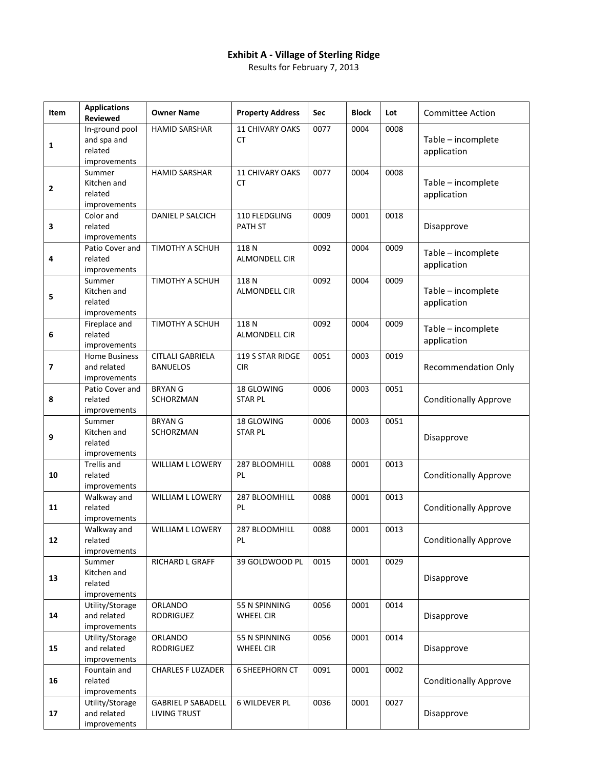# Exhibit A - Village of Sterling Ridge

Results for February 7, 2013

| Item | Applications Reviewed | Owner Name | Property Address | Sec | Block | Lot | Committee Action |
|---|---|---|---|---|---|---|---|
| 1 | In-ground pool and spa and related improvements | HAMID SARSHAR | 11 CHIVARY OAKS CT | 0077 | 0004 | 0008 | Table – incomplete application |
| 2 | Summer Kitchen and related improvements | HAMID SARSHAR | 11 CHIVARY OAKS CT | 0077 | 0004 | 0008 | Table – incomplete application |
| 3 | Color and related improvements | DANIEL P SALCICH | 110 FLEDGLING PATH ST | 0009 | 0001 | 0018 | Disapprove |
| 4 | Patio Cover and related improvements | TIMOTHY A SCHUH | 118 N ALMONDELL CIR | 0092 | 0004 | 0009 | Table – incomplete application |
| 5 | Summer Kitchen and related improvements | TIMOTHY A SCHUH | 118 N ALMONDELL CIR | 0092 | 0004 | 0009 | Table – incomplete application |
| 6 | Fireplace and related improvements | TIMOTHY A SCHUH | 118 N ALMONDELL CIR | 0092 | 0004 | 0009 | Table – incomplete application |
| 7 | Home Business and related improvements | CITLALI GABRIELA BANUELOS | 119 S STAR RIDGE CIR | 0051 | 0003 | 0019 | Recommendation Only |
| 8 | Patio Cover and related improvements | BRYAN G SCHORZMAN | 18 GLOWING STAR PL | 0006 | 0003 | 0051 | Conditionally Approve |
| 9 | Summer Kitchen and related improvements | BRYAN G SCHORZMAN | 18 GLOWING STAR PL | 0006 | 0003 | 0051 | Disapprove |
| 10 | Trellis and related improvements | WILLIAM L LOWERY | 287 BLOOMHILL PL | 0088 | 0001 | 0013 | Conditionally Approve |
| 11 | Walkway and related improvements | WILLIAM L LOWERY | 287 BLOOMHILL PL | 0088 | 0001 | 0013 | Conditionally Approve |
| 12 | Walkway and related improvements | WILLIAM L LOWERY | 287 BLOOMHILL PL | 0088 | 0001 | 0013 | Conditionally Approve |
| 13 | Summer Kitchen and related improvements | RICHARD L GRAFF | 39 GOLDWOOD PL | 0015 | 0001 | 0029 | Disapprove |
| 14 | Utility/Storage and related improvements | ORLANDO RODRIGUEZ | 55 N SPINNING WHEEL CIR | 0056 | 0001 | 0014 | Disapprove |
| 15 | Utility/Storage and related improvements | ORLANDO RODRIGUEZ | 55 N SPINNING WHEEL CIR | 0056 | 0001 | 0014 | Disapprove |
| 16 | Fountain and related improvements | CHARLES F LUZADER | 6 SHEEPHORN CT | 0091 | 0001 | 0002 | Conditionally Approve |
| 17 | Utility/Storage and related improvements | GABRIEL P SABADELL LIVING TRUST | 6 WILDEVER PL | 0036 | 0001 | 0027 | Disapprove |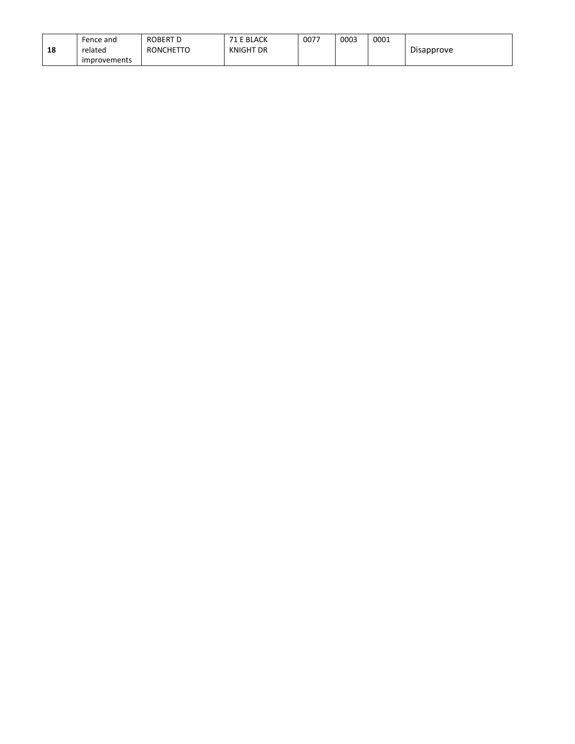| | | | | | | | |
|---|---|---|---|---|---|---|---|
| **18** | Fence and related improvements | ROBERT D RONCHETTO | 71 E BLACK KNIGHT DR | 0077 | 0003 | 0001 | Disapprove |